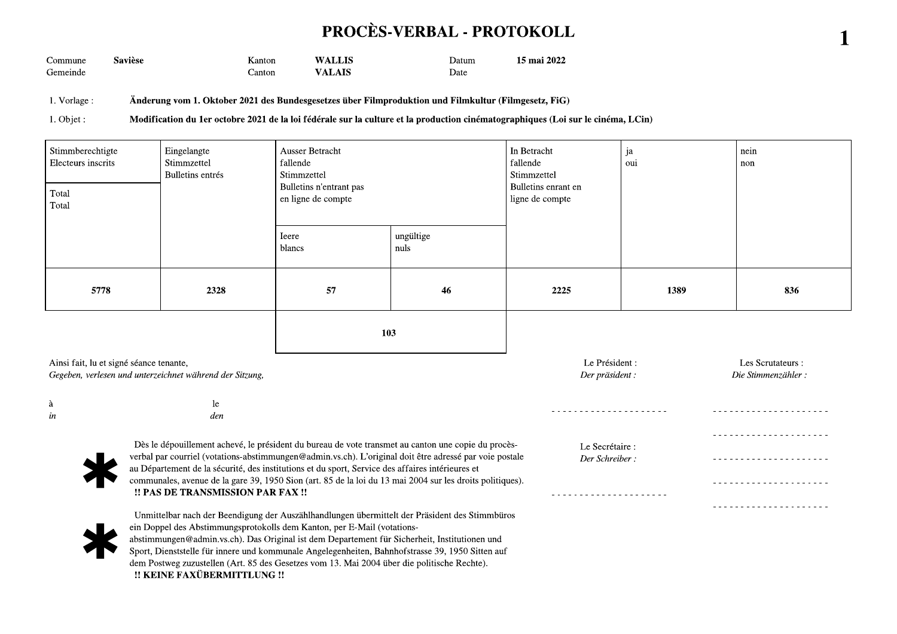# PROCÈS-VERBAL - PROTOKOLL

| | | | | | |
|---|---|---|---|---|---|
| Commune / Gemeinde | **Savièse** | Kanton / Canton | **WALLIS / VALAIS** | Datum / Date | **15 mai 2022** |

1. Vorlage : **Änderung vom 1. Oktober 2021 des Bundesgesetzes über Filmproduktion und Filmkultur (Filmgesetz, FiG)**

1. Objet : **Modification du 1er octobre 2021 de la loi fédérale sur la culture et la production cinématographiques (Loi sur le cinéma, LCin)**

| Stimmberechtigte / Electeurs inscrits – Total / Total | Eingelangte Stimmzettel / Bulletins entrés | Ausser Betracht fallende Stimmzettel / Bulletins n'entrant pas en ligne de compte | | In Betracht fallende Stimmzettel / Bulletins enrant en ligne de compte | ja / oui | nein / non |
|---|---|---|---|---|---|---|
| | | leere / blancs | ungültige / nuls | | | |
| **5778** | **2328** | **57** | **46** | **2225** | **1389** | **836** |
| | | **103** | | | | |

Ainsi fait, lu et signé séance tenante,
*Gegeben, verlesen und unterzeichnet während der Sitzung,*

à / *in* ______ le / *den* ______

Le Président : / *Der präsident :* ---------------------

Les Scrutateurs : / *Die Stimmenzähler :* ---------------------

Le Secrétaire : / *Der Schreiber :* ---------------------

\* Dès le dépouillement achevé, le président du bureau de vote transmet au canton une copie du procès-verbal par courriel (votations-abstimmungen@admin.vs.ch). L'original doit être adressé par voie postale au Département de la sécurité, des institutions et du sport, Service des affaires intérieures et communales, avenue de la gare 39, 1950 Sion (art. 85 de la loi du 13 mai 2004 sur les droits politiques).
**!! PAS DE TRANSMISSION PAR FAX !!**

\* Unmittelbar nach der Beendigung der Auszählhandlungen übermittelt der Präsident des Stimmbüros ein Doppel des Abstimmungsprotokolls dem Kanton, per E-Mail (votations-abstimmungen@admin.vs.ch). Das Original ist dem Departement für Sicherheit, Institutionen und Sport, Dienststelle für innere und kommunale Angelegenheiten, Bahnhofstrasse 39, 1950 Sitten auf dem Postweg zuzustellen (Art. 85 des Gesetzes vom 13. Mai 2004 über die politische Rechte).
**!! KEINE FAXÜBERMITTLUNG !!**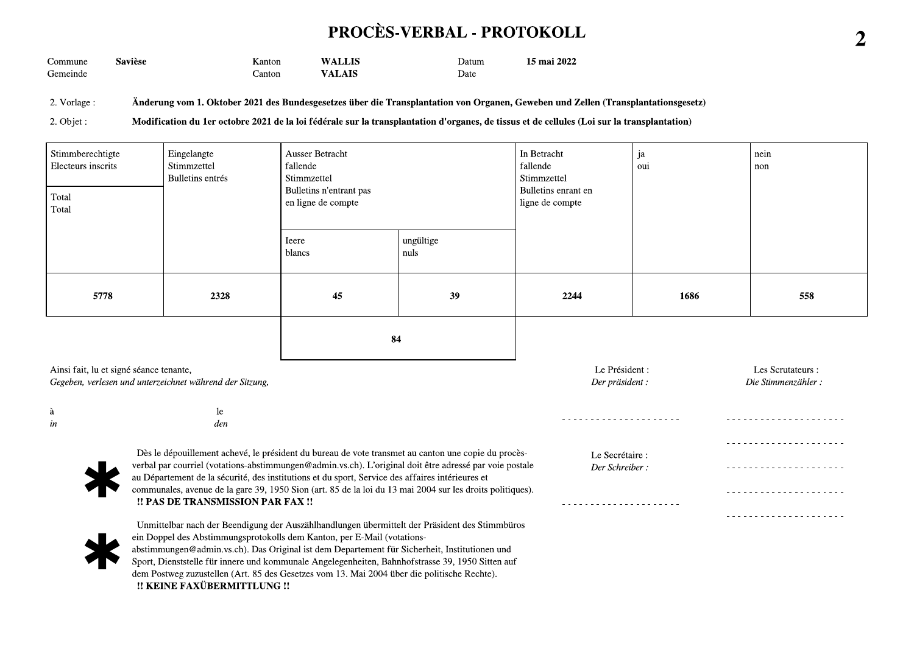# PROCÈS-VERBAL - PROTOKOLL

| Commune / Gemeinde | Savièse | Kanton / Canton | WALLIS / VALAIS | Datum / Date | 15 mai 2022 |
|---|---|---|---|---|---|

2. Vorlage : **Änderung vom 1. Oktober 2021 des Bundesgesetzes über die Transplantation von Organen, Geweben und Zellen (Transplantationsgesetz)**

2. Objet : **Modification du 1er octobre 2021 de la loi fédérale sur la transplantation d'organes, de tissus et de cellules (Loi sur la transplantation)**

| Stimmberechtigte / Electeurs inscrits — Total / Total | Eingelangte Stimmzettel / Bulletins entrés | Ausser Betracht fallende Stimmzettel / Bulletins n'entrant pas en ligne de compte | | In Betracht fallende Stimmzettel / Bulletins enrant en ligne de compte | ja / oui | nein / non |
|---|---|---|---|---|---|---|
| | | leere / blancs | ungültige / nuls | | | |
| **5778** | **2328** | **45** | **39** | **2244** | **1686** | **558** |
| | | **84** | | | | |

Ainsi fait, lu et signé séance tenante,
*Gegeben, verlesen und unterzeichnet während der Sitzung,*

à / *in* — le / *den*

Le Président : / *Der präsident :*

Les Scrutateurs : / *Die Stimmenzähler :*

Le Secrétaire : / *Der Schreiber :*

\* Dès le dépouillement achevé, le président du bureau de vote transmet au canton une copie du procès-verbal par courriel (votations-abstimmungen@admin.vs.ch). L'original doit être adressé par voie postale au Département de la sécurité, des institutions et du sport, Service des affaires intérieures et communales, avenue de la gare 39, 1950 Sion (art. 85 de la loi du 13 mai 2004 sur les droits politiques).
**!! PAS DE TRANSMISSION PAR FAX !!**

\* Unmittelbar nach der Beendigung der Auszählhandlungen übermittelt der Präsident des Stimmbüros ein Doppel des Abstimmungsprotokolls dem Kanton, per E-Mail (votations-abstimmungen@admin.vs.ch). Das Original ist dem Departement für Sicherheit, Institutionen und Sport, Dienststelle für innere und kommunale Angelegenheiten, Bahnhofstrasse 39, 1950 Sitten auf dem Postweg zuzustellen (Art. 85 des Gesetzes vom 13. Mai 2004 über die politische Rechte).
**!! KEINE FAXÜBERMITTLUNG !!**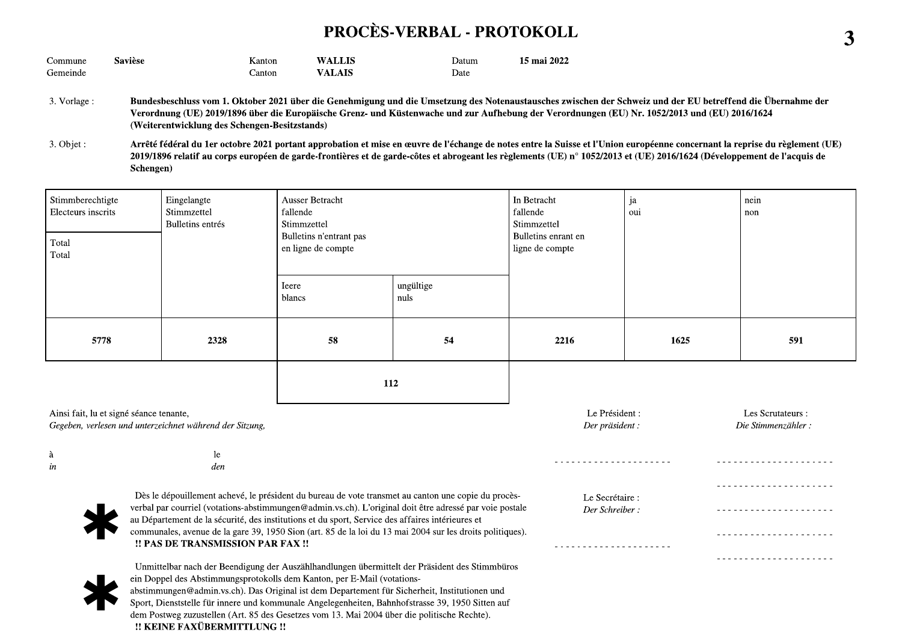# PROCÈS-VERBAL - PROTOKOLL

| | | | | | |
|---|---|---|---|---|---|
| Commune / Gemeinde | **Savièse** | Kanton / Canton | **WALLIS / VALAIS** | Datum / Date | **15 mai 2022** |

3. Vorlage : **Bundesbeschluss vom 1. Oktober 2021 über die Genehmigung und die Umsetzung des Notenaustausches zwischen der Schweiz und der EU betreffend die Übernahme der Verordnung (UE) 2019/1896 über die Europäische Grenz- und Küstenwache und zur Aufhebung der Verordnungen (EU) Nr. 1052/2013 und (EU) 2016/1624 (Weiterentwicklung des Schengen-Besitzstands)**

3. Objet : **Arrêté fédéral du 1er octobre 2021 portant approbation et mise en œuvre de l'échange de notes entre la Suisse et l'Union européenne concernant la reprise du règlement (UE) 2019/1896 relatif au corps européen de garde-frontières et de garde-côtes et abrogeant les règlements (UE) n° 1052/2013 et (UE) 2016/1624 (Développement de l'acquis de Schengen)**

| Stimmberechtigte / Electeurs inscrits – Total / Total | Eingelangte Stimmzettel / Bulletins entrés | Ausser Betracht fallende Stimmzettel / Bulletins n'entrant pas en ligne de compte – leere / blancs | Ausser Betracht fallende Stimmzettel / Bulletins n'entrant pas en ligne de compte – ungültige / nuls | In Betracht fallende Stimmzettel / Bulletins enrant en ligne de compte | ja / oui | nein / non |
|---|---|---|---|---|---|---|
| **5778** | **2328** | **58** | **54** | **2216** | **1625** | **591** |
| | | **112** | | | | |

Ainsi fait, lu et signé séance tenante,
*Gegeben, verlesen und unterzeichnet während der Sitzung,*

à / *in* ____________ le / *den* ____________

Le Président : / *Der präsident :* ______________________

Les Scrutateurs : / *Die Stimmenzähler :* ______________________ ______________________ ______________________ ______________________ ______________________

Le Secrétaire : / *Der Schreiber :* ______________________

* Dès le dépouillement achevé, le président du bureau de vote transmet au canton une copie du procès-verbal par courriel (votations-abstimmungen@admin.vs.ch). L'original doit être adressé par voie postale au Département de la sécurité, des institutions et du sport, Service des affaires intérieures et communales, avenue de la gare 39, 1950 Sion (art. 85 de la loi du 13 mai 2004 sur les droits politiques).
**!! PAS DE TRANSMISSION PAR FAX !!**

* Unmittelbar nach der Beendigung der Auszählhandlungen übermittelt der Präsident des Stimmbüros ein Doppel des Abstimmungsprotokolls dem Kanton, per E-Mail (votations-abstimmungen@admin.vs.ch). Das Original ist dem Departement für Sicherheit, Institutionen und Sport, Dienststelle für innere und kommunale Angelegenheiten, Bahnhofstrasse 39, 1950 Sitten auf dem Postweg zuzustellen (Art. 85 des Gesetzes vom 13. Mai 2004 über die politische Rechte).
**!! KEINE FAXÜBERMITTLUNG !!**